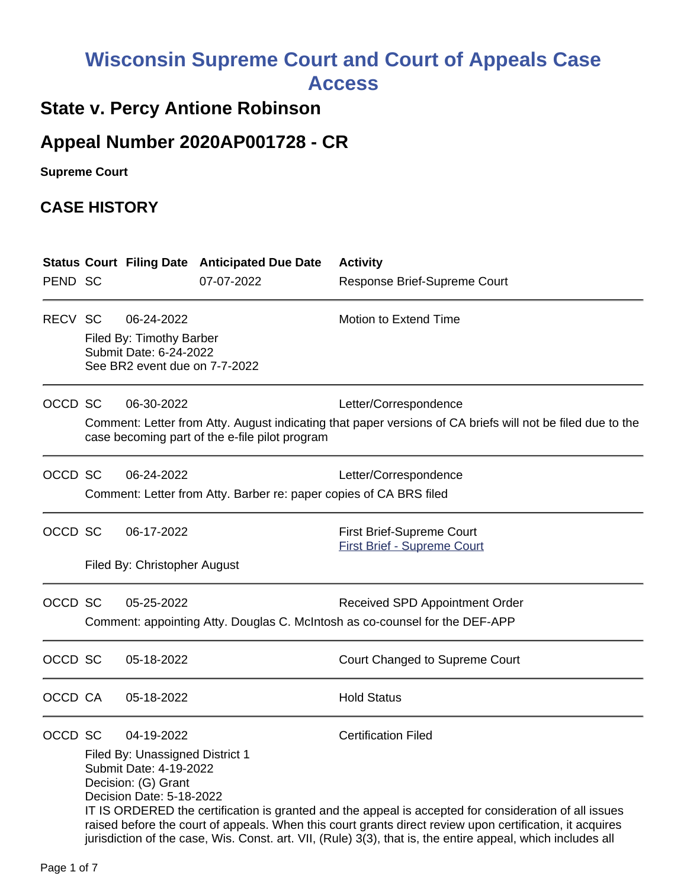# Wisconsin Supreme Court and Court of Appeals Case Access

## State v. Percy Antione Robinson

## Appeal Number 2020AP001728 - CR

**Supreme Court**

## CASE HISTORY

| Status | Court | Filing Date | Anticipated Due Date | Activity |
|---|---|---|---|---|
| PEND | SC | | 07-07-2022 | Response Brief-Supreme Court |

---

RECV SC 06-24-2022 — Motion to Extend Time

Filed By: Timothy Barber
Submit Date: 6-24-2022
See BR2 event due on 7-7-2022

---

OCCD SC 06-30-2022 — Letter/Correspondence

Comment: Letter from Atty. August indicating that paper versions of CA briefs will not be filed due to the case becoming part of the e-file pilot program

---

OCCD SC 06-24-2022 — Letter/Correspondence

Comment: Letter from Atty. Barber re: paper copies of CA BRS filed

---

OCCD SC 06-17-2022 — First Brief-Supreme Court
First Brief - Supreme Court

Filed By: Christopher August

---

OCCD SC 05-25-2022 — Received SPD Appointment Order

Comment: appointing Atty. Douglas C. McIntosh as co-counsel for the DEF-APP

---

OCCD SC 05-18-2022 — Court Changed to Supreme Court

---

OCCD CA 05-18-2022 — Hold Status

---

OCCD SC 04-19-2022 — Certification Filed

Filed By: Unassigned District 1
Submit Date: 4-19-2022
Decision: (G) Grant
Decision Date: 5-18-2022
IT IS ORDERED the certification is granted and the appeal is accepted for consideration of all issues raised before the court of appeals. When this court grants direct review upon certification, it acquires jurisdiction of the case, Wis. Const. art. VII, (Rule) 3(3), that is, the entire appeal, which includes all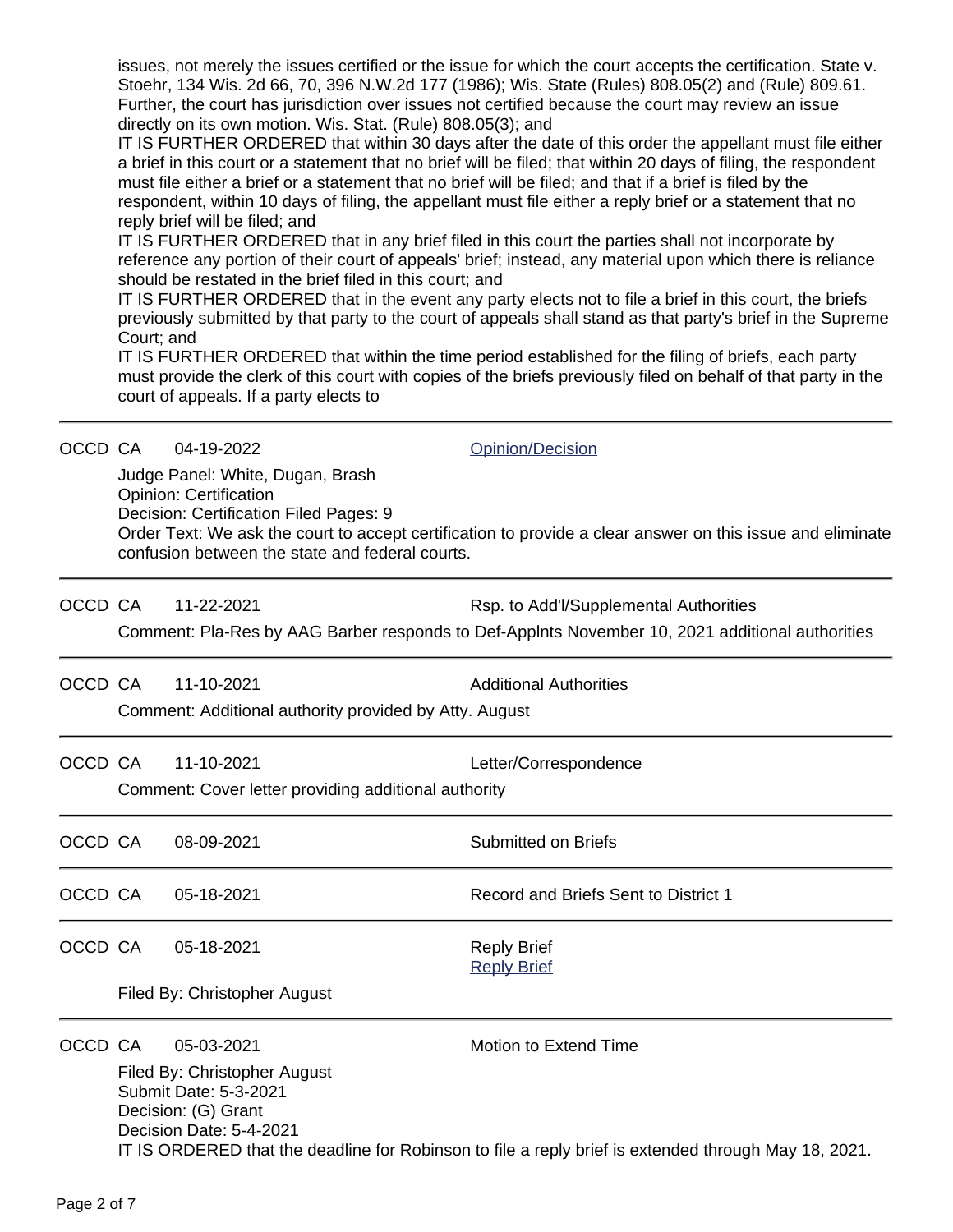issues, not merely the issues certified or the issue for which the court accepts the certification. State v. Stoehr, 134 Wis. 2d 66, 70, 396 N.W.2d 177 (1986); Wis. State (Rules) 808.05(2) and (Rule) 809.61. Further, the court has jurisdiction over issues not certified because the court may review an issue directly on its own motion. Wis. Stat. (Rule) 808.05(3); and

IT IS FURTHER ORDERED that within 30 days after the date of this order the appellant must file either a brief in this court or a statement that no brief will be filed; that within 20 days of filing, the respondent must file either a brief or a statement that no brief will be filed; and that if a brief is filed by the respondent, within 10 days of filing, the appellant must file either a reply brief or a statement that no reply brief will be filed; and

IT IS FURTHER ORDERED that in any brief filed in this court the parties shall not incorporate by reference any portion of their court of appeals' brief; instead, any material upon which there is reliance should be restated in the brief filed in this court; and

IT IS FURTHER ORDERED that in the event any party elects not to file a brief in this court, the briefs previously submitted by that party to the court of appeals shall stand as that party's brief in the Supreme Court; and

IT IS FURTHER ORDERED that within the time period established for the filing of briefs, each party must provide the clerk of this court with copies of the briefs previously filed on behalf of that party in the court of appeals. If a party elects to

---

OCCD CA 04-19-2022 Opinion/Decision

Judge Panel: White, Dugan, Brash
Opinion: Certification
Decision: Certification Filed Pages: 9
Order Text: We ask the court to accept certification to provide a clear answer on this issue and eliminate confusion between the state and federal courts.

---

OCCD CA 11-22-2021 Rsp. to Add'l/Supplemental Authorities

Comment: Pla-Res by AAG Barber responds to Def-Applnts November 10, 2021 additional authorities

---

OCCD CA 11-10-2021 Additional Authorities

Comment: Additional authority provided by Atty. August

---

OCCD CA 11-10-2021 Letter/Correspondence

Comment: Cover letter providing additional authority

---

OCCD CA 08-09-2021 Submitted on Briefs

---

OCCD CA 05-18-2021 Record and Briefs Sent to District 1

---

OCCD CA 05-18-2021 Reply Brief
Reply Brief

Filed By: Christopher August

---

OCCD CA 05-03-2021 Motion to Extend Time

Filed By: Christopher August
Submit Date: 5-3-2021
Decision: (G) Grant
Decision Date: 5-4-2021
IT IS ORDERED that the deadline for Robinson to file a reply brief is extended through May 18, 2021.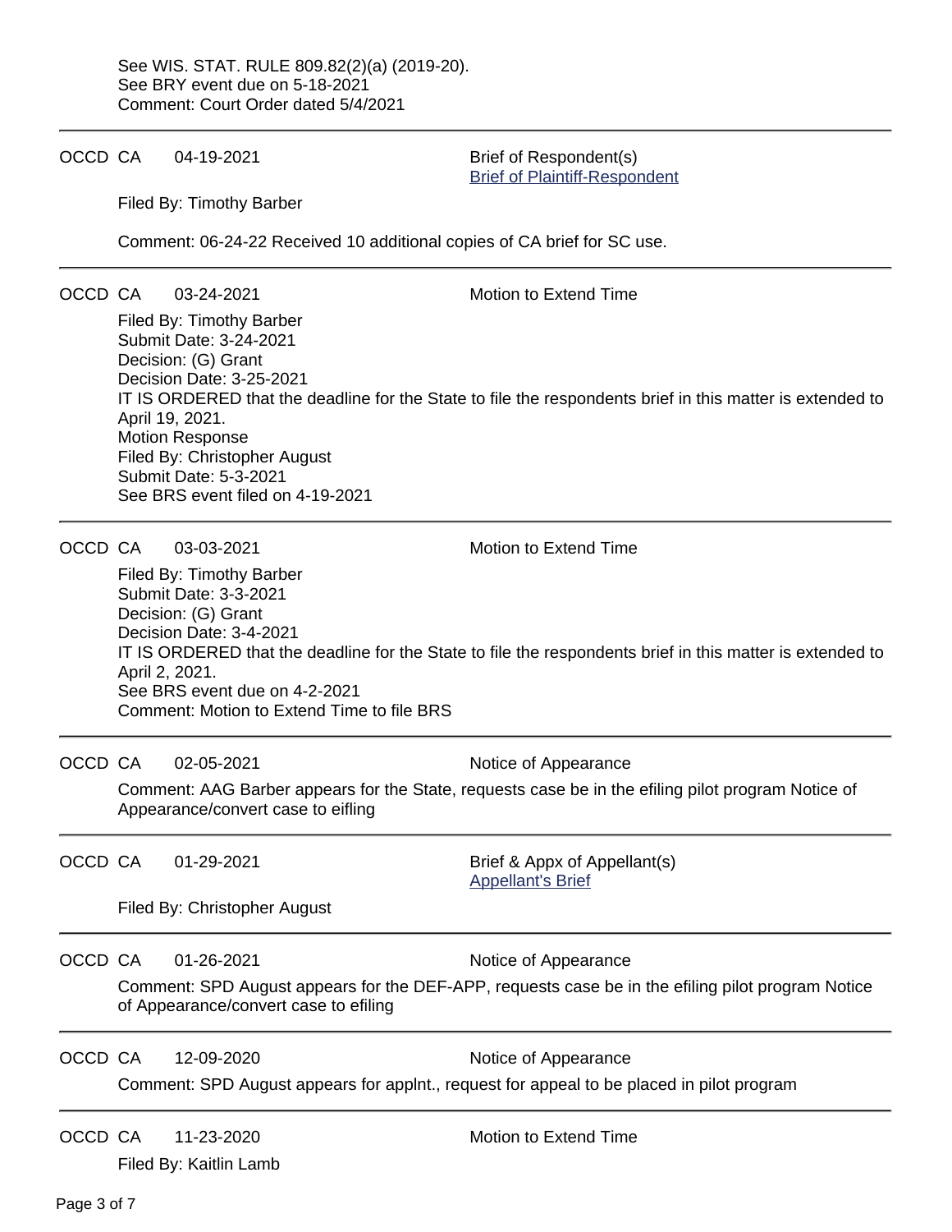See WIS. STAT. RULE 809.82(2)(a) (2019-20).
See BRY event due on 5-18-2021
Comment: Court Order dated 5/4/2021

---

OCCD CA 04-19-2021 Brief of Respondent(s)
Brief of Plaintiff-Respondent

Filed By: Timothy Barber

Comment: 06-24-22 Received 10 additional copies of CA brief for SC use.

---

OCCD CA 03-24-2021 Motion to Extend Time

Filed By: Timothy Barber
Submit Date: 3-24-2021
Decision: (G) Grant
Decision Date: 3-25-2021
IT IS ORDERED that the deadline for the State to file the respondents brief in this matter is extended to April 19, 2021.
Motion Response
Filed By: Christopher August
Submit Date: 5-3-2021
See BRS event filed on 4-19-2021

---

OCCD CA 03-03-2021 Motion to Extend Time

Filed By: Timothy Barber
Submit Date: 3-3-2021
Decision: (G) Grant
Decision Date: 3-4-2021
IT IS ORDERED that the deadline for the State to file the respondents brief in this matter is extended to April 2, 2021.
See BRS event due on 4-2-2021
Comment: Motion to Extend Time to file BRS

---

OCCD CA 02-05-2021 Notice of Appearance

Comment: AAG Barber appears for the State, requests case be in the efiling pilot program Notice of Appearance/convert case to eifling

---

OCCD CA 01-29-2021 Brief & Appx of Appellant(s)
Appellant's Brief

Filed By: Christopher August

---

OCCD CA 01-26-2021 Notice of Appearance

Comment: SPD August appears for the DEF-APP, requests case be in the efiling pilot program Notice of Appearance/convert case to efiling

---

OCCD CA 12-09-2020 Notice of Appearance

Comment: SPD August appears for applnt., request for appeal to be placed in pilot program

---

OCCD CA 11-23-2020 Motion to Extend Time

Filed By: Kaitlin Lamb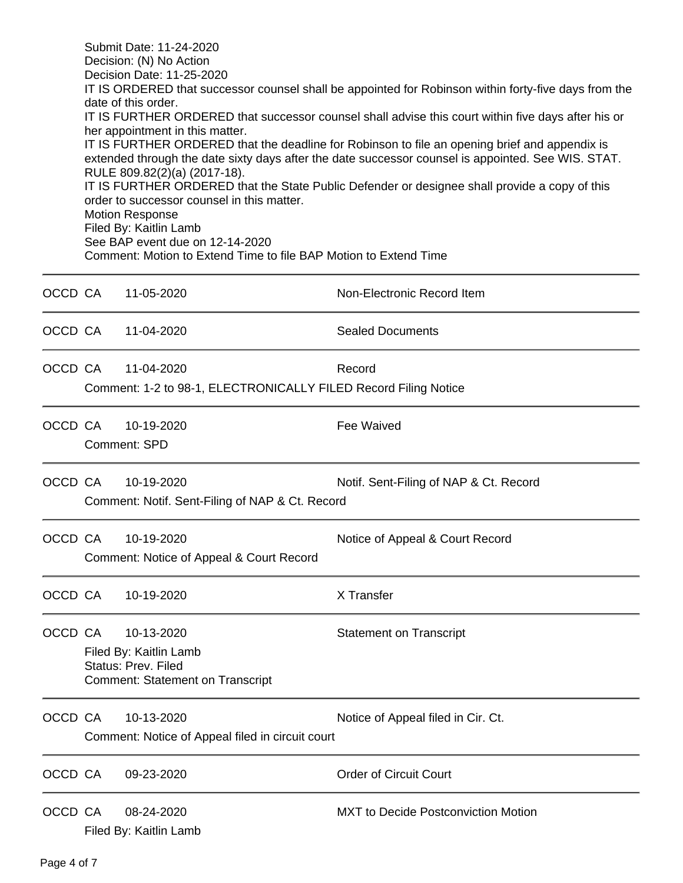Submit Date: 11-24-2020
Decision: (N) No Action
Decision Date: 11-25-2020
IT IS ORDERED that successor counsel shall be appointed for Robinson within forty-five days from the date of this order.
IT IS FURTHER ORDERED that successor counsel shall advise this court within five days after his or her appointment in this matter.
IT IS FURTHER ORDERED that the deadline for Robinson to file an opening brief and appendix is extended through the date sixty days after the date successor counsel is appointed. See WIS. STAT. RULE 809.82(2)(a) (2017-18).
IT IS FURTHER ORDERED that the State Public Defender or designee shall provide a copy of this order to successor counsel in this matter.
Motion Response
Filed By: Kaitlin Lamb
See BAP event due on 12-14-2020
Comment: Motion to Extend Time to file BAP Motion to Extend Time

---

OCCD CA 11-05-2020 Non-Electronic Record Item

---

OCCD CA 11-04-2020 Sealed Documents

---

OCCD CA 11-04-2020 Record
Comment: 1-2 to 98-1, ELECTRONICALLY FILED Record Filing Notice

---

OCCD CA 10-19-2020 Fee Waived
Comment: SPD

---

OCCD CA 10-19-2020 Notif. Sent-Filing of NAP & Ct. Record
Comment: Notif. Sent-Filing of NAP & Ct. Record

---

OCCD CA 10-19-2020 Notice of Appeal & Court Record
Comment: Notice of Appeal & Court Record

---

OCCD CA 10-19-2020 X Transfer

---

OCCD CA 10-13-2020 Statement on Transcript
Filed By: Kaitlin Lamb
Status: Prev. Filed
Comment: Statement on Transcript

---

OCCD CA 10-13-2020 Notice of Appeal filed in Cir. Ct.
Comment: Notice of Appeal filed in circuit court

---

OCCD CA 09-23-2020 Order of Circuit Court

---

OCCD CA 08-24-2020 MXT to Decide Postconviction Motion
Filed By: Kaitlin Lamb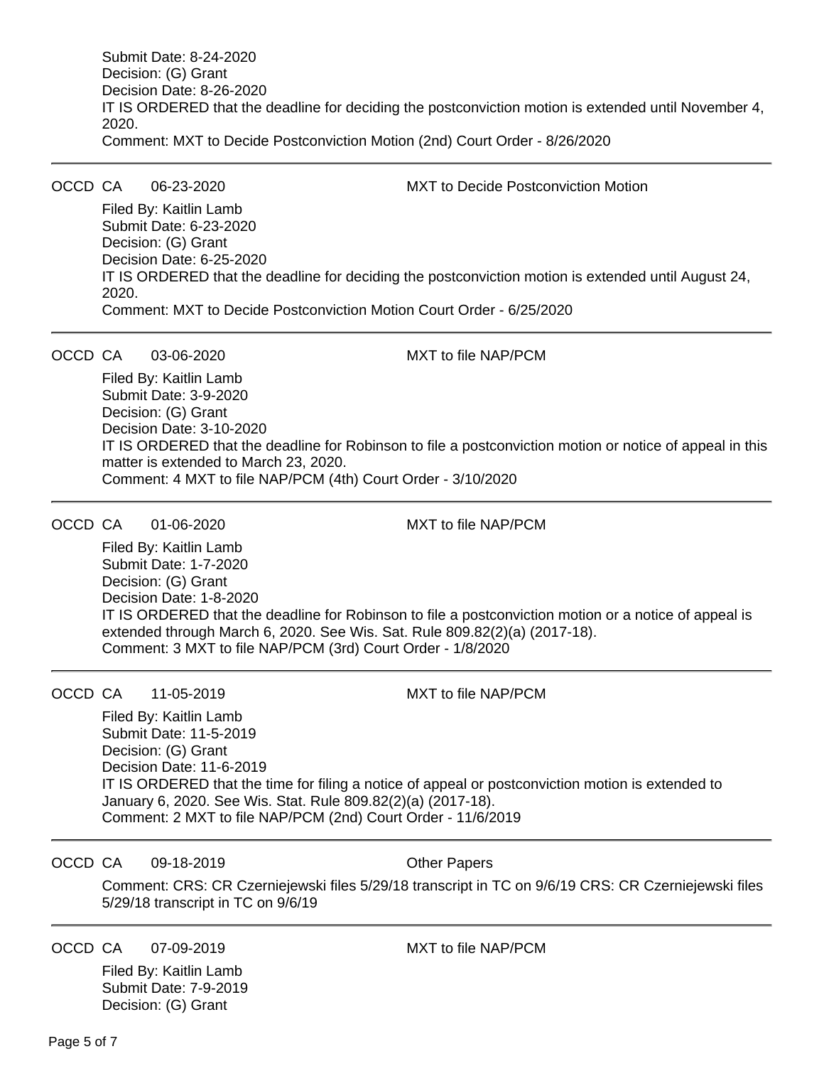Submit Date: 8-24-2020
Decision: (G) Grant
Decision Date: 8-26-2020
IT IS ORDERED that the deadline for deciding the postconviction motion is extended until November 4, 2020.
Comment: MXT to Decide Postconviction Motion (2nd) Court Order - 8/26/2020

---

OCCD CA 06-23-2020 MXT to Decide Postconviction Motion

Filed By: Kaitlin Lamb
Submit Date: 6-23-2020
Decision: (G) Grant
Decision Date: 6-25-2020
IT IS ORDERED that the deadline for deciding the postconviction motion is extended until August 24, 2020.
Comment: MXT to Decide Postconviction Motion Court Order - 6/25/2020

---

OCCD CA 03-06-2020 MXT to file NAP/PCM

Filed By: Kaitlin Lamb
Submit Date: 3-9-2020
Decision: (G) Grant
Decision Date: 3-10-2020
IT IS ORDERED that the deadline for Robinson to file a postconviction motion or notice of appeal in this matter is extended to March 23, 2020.
Comment: 4 MXT to file NAP/PCM (4th) Court Order - 3/10/2020

---

OCCD CA 01-06-2020 MXT to file NAP/PCM

Filed By: Kaitlin Lamb
Submit Date: 1-7-2020
Decision: (G) Grant
Decision Date: 1-8-2020
IT IS ORDERED that the deadline for Robinson to file a postconviction motion or a notice of appeal is extended through March 6, 2020. See Wis. Sat. Rule 809.82(2)(a) (2017-18).
Comment: 3 MXT to file NAP/PCM (3rd) Court Order - 1/8/2020

---

OCCD CA 11-05-2019 MXT to file NAP/PCM

Filed By: Kaitlin Lamb
Submit Date: 11-5-2019
Decision: (G) Grant
Decision Date: 11-6-2019
IT IS ORDERED that the time for filing a notice of appeal or postconviction motion is extended to January 6, 2020. See Wis. Stat. Rule 809.82(2)(a) (2017-18).
Comment: 2 MXT to file NAP/PCM (2nd) Court Order - 11/6/2019

---

OCCD CA 09-18-2019 Other Papers

Comment: CRS: CR Czerniejewski files 5/29/18 transcript in TC on 9/6/19 CRS: CR Czerniejewski files 5/29/18 transcript in TC on 9/6/19

---

OCCD CA 07-09-2019 MXT to file NAP/PCM

Filed By: Kaitlin Lamb
Submit Date: 7-9-2019
Decision: (G) Grant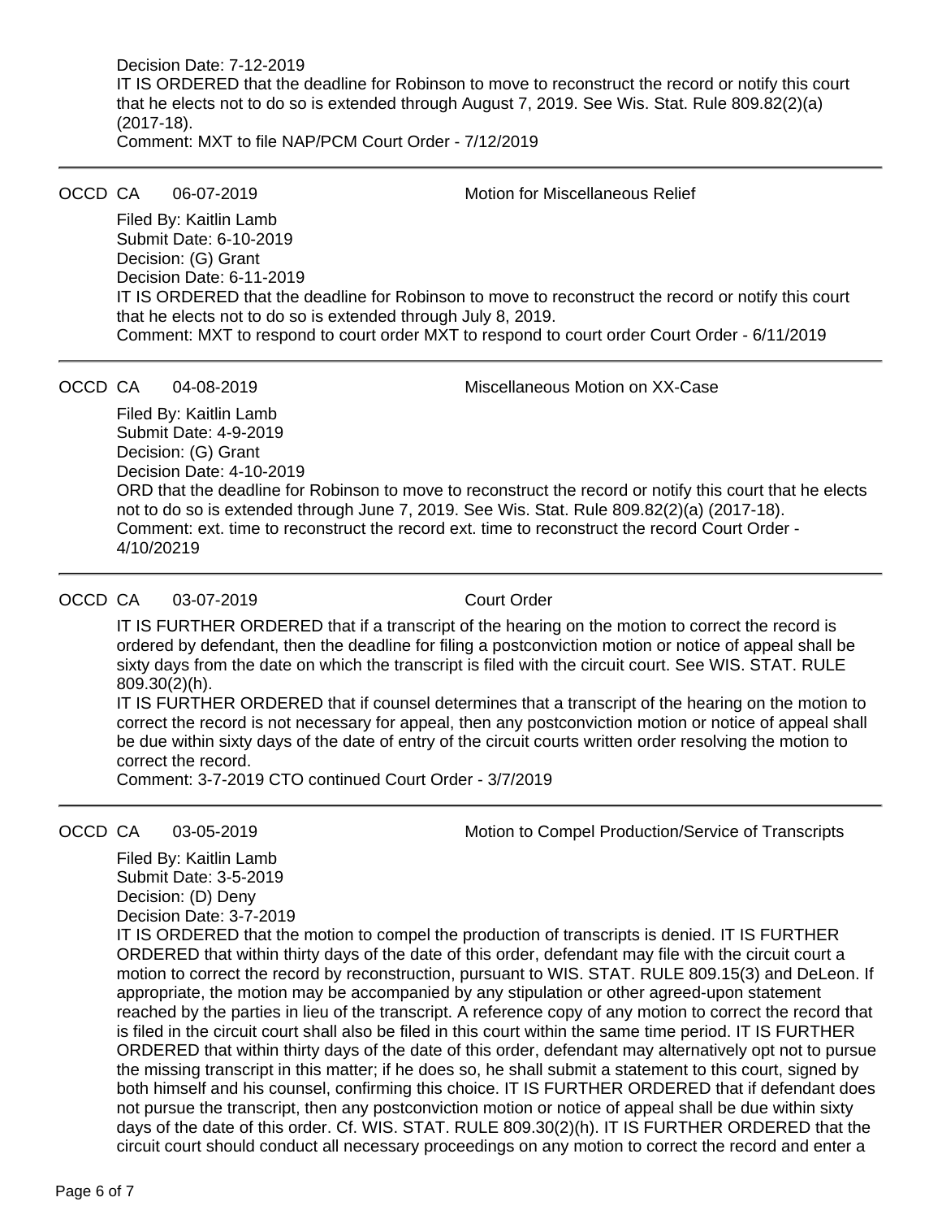Decision Date: 7-12-2019

IT IS ORDERED that the deadline for Robinson to move to reconstruct the record or notify this court that he elects not to do so is extended through August 7, 2019. See Wis. Stat. Rule 809.82(2)(a) (2017-18).

Comment: MXT to file NAP/PCM Court Order - 7/12/2019

---

OCCD CA 06-07-2019 Motion for Miscellaneous Relief

Filed By: Kaitlin Lamb
Submit Date: 6-10-2019
Decision: (G) Grant
Decision Date: 6-11-2019

IT IS ORDERED that the deadline for Robinson to move to reconstruct the record or notify this court that he elects not to do so is extended through July 8, 2019.

Comment: MXT to respond to court order MXT to respond to court order Court Order - 6/11/2019

---

OCCD CA 04-08-2019 Miscellaneous Motion on XX-Case

Filed By: Kaitlin Lamb
Submit Date: 4-9-2019
Decision: (G) Grant
Decision Date: 4-10-2019

ORD that the deadline for Robinson to move to reconstruct the record or notify this court that he elects not to do so is extended through June 7, 2019. See Wis. Stat. Rule 809.82(2)(a) (2017-18).

Comment: ext. time to reconstruct the record ext. time to reconstruct the record Court Order - 4/10/20219

---

OCCD CA 03-07-2019 Court Order

IT IS FURTHER ORDERED that if a transcript of the hearing on the motion to correct the record is ordered by defendant, then the deadline for filing a postconviction motion or notice of appeal shall be sixty days from the date on which the transcript is filed with the circuit court. See WIS. STAT. RULE 809.30(2)(h).

IT IS FURTHER ORDERED that if counsel determines that a transcript of the hearing on the motion to correct the record is not necessary for appeal, then any postconviction motion or notice of appeal shall be due within sixty days of the date of entry of the circuit courts written order resolving the motion to correct the record.

Comment: 3-7-2019 CTO continued Court Order - 3/7/2019

---

OCCD CA 03-05-2019 Motion to Compel Production/Service of Transcripts

Filed By: Kaitlin Lamb
Submit Date: 3-5-2019
Decision: (D) Deny
Decision Date: 3-7-2019

IT IS ORDERED that the motion to compel the production of transcripts is denied. IT IS FURTHER ORDERED that within thirty days of the date of this order, defendant may file with the circuit court a motion to correct the record by reconstruction, pursuant to WIS. STAT. RULE 809.15(3) and DeLeon. If appropriate, the motion may be accompanied by any stipulation or other agreed-upon statement reached by the parties in lieu of the transcript. A reference copy of any motion to correct the record that is filed in the circuit court shall also be filed in this court within the same time period. IT IS FURTHER ORDERED that within thirty days of the date of this order, defendant may alternatively opt not to pursue the missing transcript in this matter; if he does so, he shall submit a statement to this court, signed by both himself and his counsel, confirming this choice. IT IS FURTHER ORDERED that if defendant does not pursue the transcript, then any postconviction motion or notice of appeal shall be due within sixty days of the date of this order. Cf. WIS. STAT. RULE 809.30(2)(h). IT IS FURTHER ORDERED that the circuit court should conduct all necessary proceedings on any motion to correct the record and enter a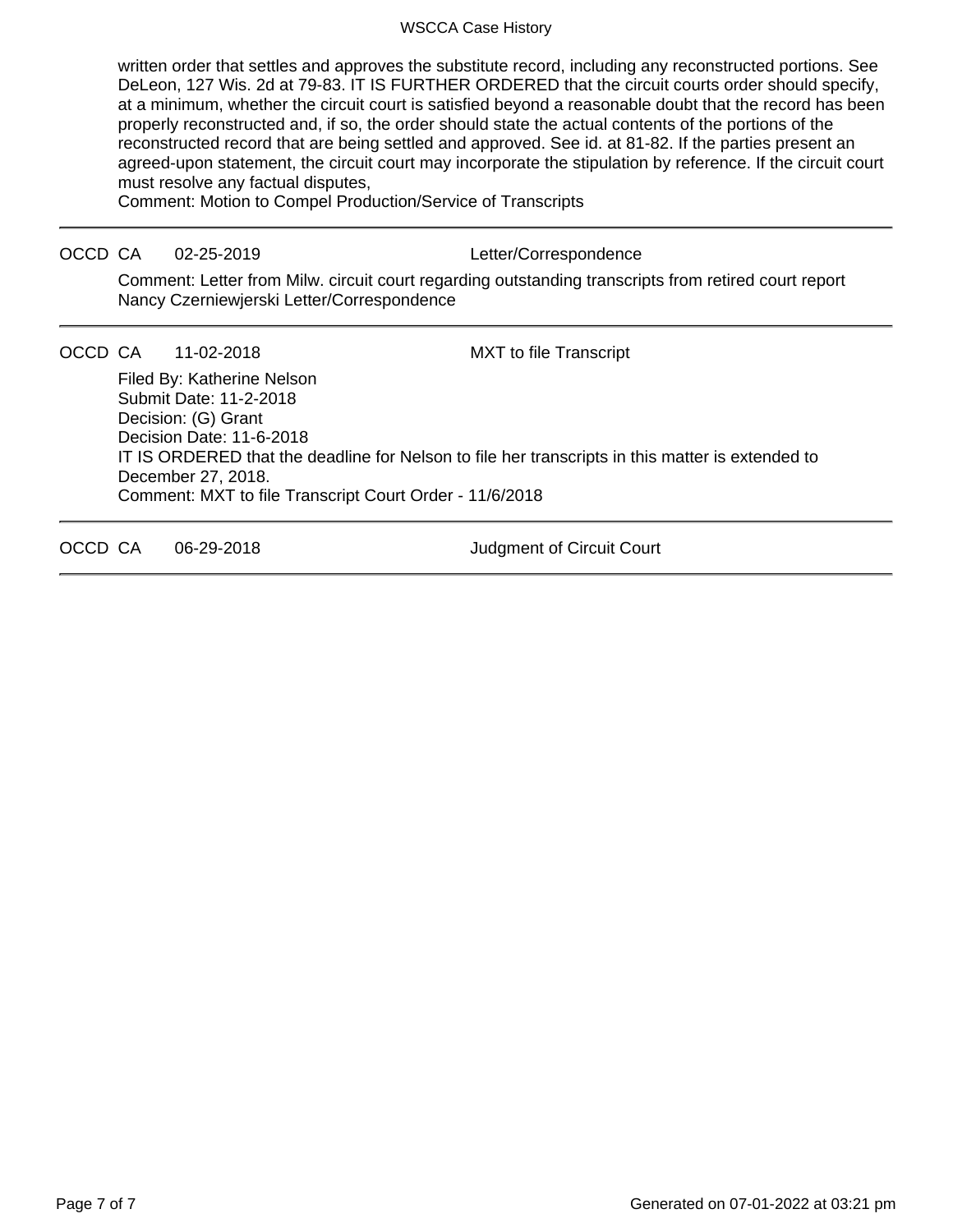written order that settles and approves the substitute record, including any reconstructed portions. See DeLeon, 127 Wis. 2d at 79-83. IT IS FURTHER ORDERED that the circuit courts order should specify, at a minimum, whether the circuit court is satisfied beyond a reasonable doubt that the record has been properly reconstructed and, if so, the order should state the actual contents of the portions of the reconstructed record that are being settled and approved. See id. at 81-82. If the parties present an agreed-upon statement, the circuit court may incorporate the stipulation by reference. If the circuit court must resolve any factual disputes,
Comment: Motion to Compel Production/Service of Transcripts

---

OCCD CA 02-25-2019 Letter/Correspondence

Comment: Letter from Milw. circuit court regarding outstanding transcripts from retired court report Nancy Czerniewjerski Letter/Correspondence

---

OCCD CA 11-02-2018 MXT to file Transcript

Filed By: Katherine Nelson
Submit Date: 11-2-2018
Decision: (G) Grant
Decision Date: 11-6-2018
IT IS ORDERED that the deadline for Nelson to file her transcripts in this matter is extended to December 27, 2018.
Comment: MXT to file Transcript Court Order - 11/6/2018

---

OCCD CA 06-29-2018 Judgment of Circuit Court

---